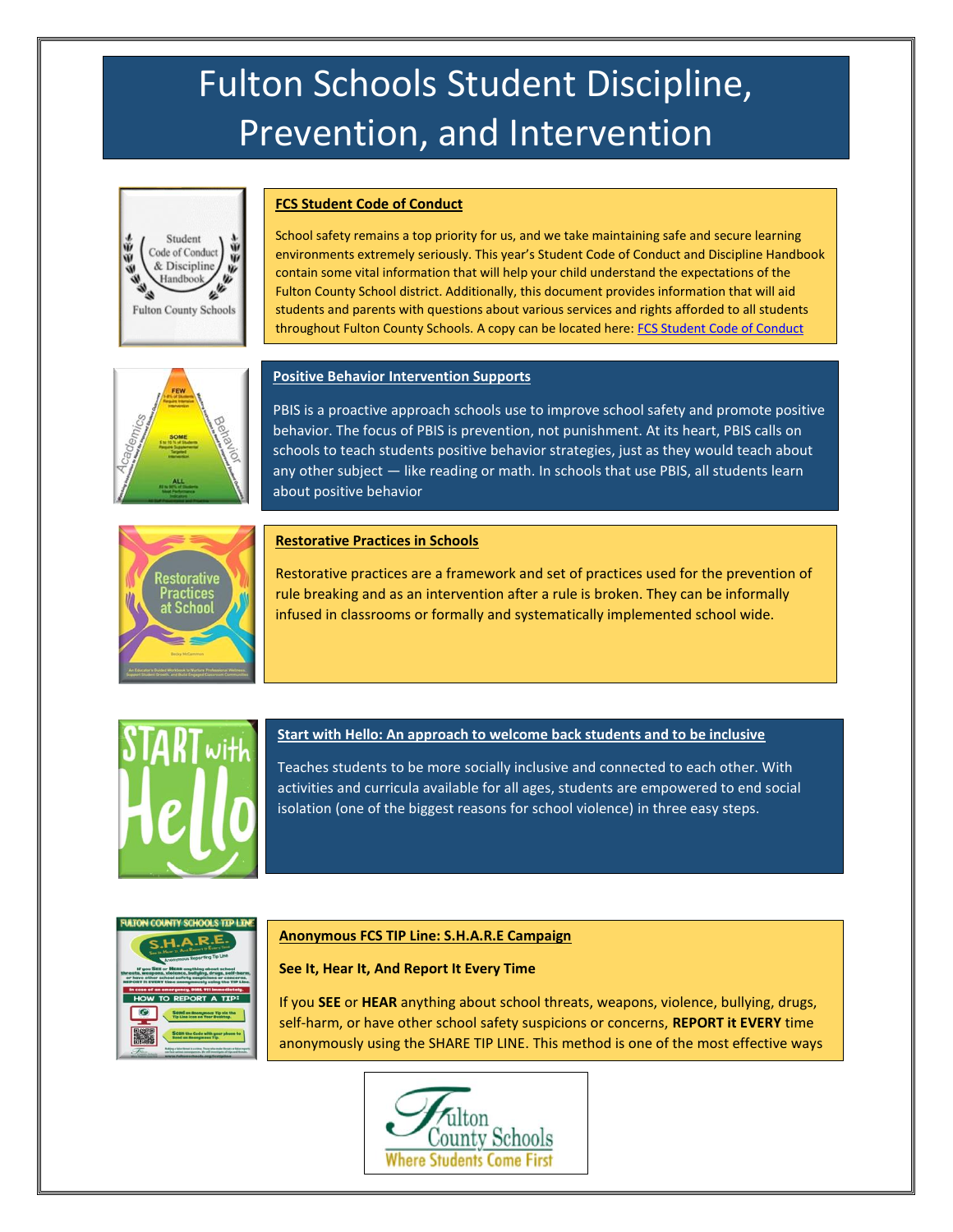# Fulton Schools Student Discipline, Prevention, and Intervention

## FCS Student Code of Conduct

School safety remains a top priority for us, and we take maintaining safe and secure learning environments extremely seriously. This year's Student Code of Conduct and Discipline Handbook contain some vital information that will help your child understand the expectations of the Fulton County School district. Additionally, this document provides information that will aid students and parents with questions about various services and rights afforded to all students throughout Fulton County Schools. A copy can be located here: FCS Student Code of Conduct

## Positive Behavior Intervention Supports

PBIS is a proactive approach schools use to improve school safety and promote positive behavior. The focus of PBIS is prevention, not punishment. At its heart, PBIS calls on schools to teach students positive behavior strategies, just as they would teach about any other subject — like reading or math. In schools that use PBIS, all students learn about positive behavior

## Restorative Practices in Schools

Restorative practices are a framework and set of practices used for the prevention of rule breaking and as an intervention after a rule is broken. They can be informally infused in classrooms or formally and systematically implemented school wide.

## Start with Hello: An approach to welcome back students and to be inclusive

Teaches students to be more socially inclusive and connected to each other. With activities and curricula available for all ages, students are empowered to end social isolation (one of the biggest reasons for school violence) in three easy steps.

## Anonymous FCS TIP Line: S.H.A.R.E Campaign

**See It, Hear It, And Report It Every Time**

If you **SEE** or **HEAR** anything about school threats, weapons, violence, bullying, drugs, self-harm, or have other school safety suspicions or concerns, **REPORT it EVERY** time anonymously using the SHARE TIP LINE. This method is one of the most effective ways

Fulton County Schools
Where Students Come First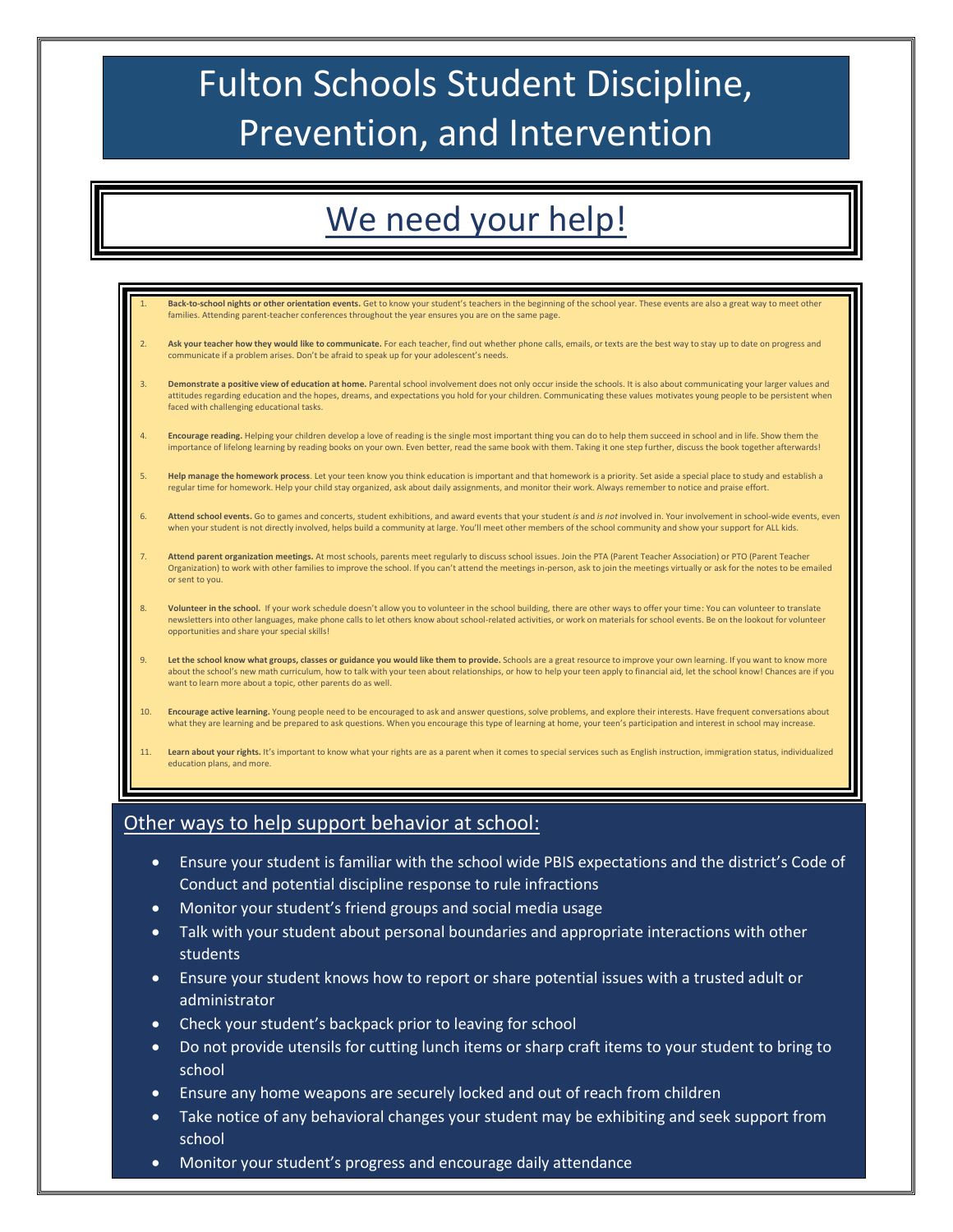# Fulton Schools Student Discipline, Prevention, and Intervention

## We need your help!

1. **Back-to-school nights or other orientation events.** Get to know your student's teachers in the beginning of the school year. These events are also a great way to meet other families. Attending parent-teacher conferences throughout the year ensures you are on the same page.
2. **Ask your teacher how they would like to communicate.** For each teacher, find out whether phone calls, emails, or texts are the best way to stay up to date on progress and communicate if a problem arises. Don't be afraid to speak up for your adolescent's needs.
3. **Demonstrate a positive view of education at home.** Parental school involvement does not only occur inside the schools. It is also about communicating your larger values and attitudes regarding education and the hopes, dreams, and expectations you hold for your children. Communicating these values motivates young people to be persistent when faced with challenging educational tasks.
4. **Encourage reading.** Helping your children develop a love of reading is the single most important thing you can do to help them succeed in school and in life. Show them the importance of lifelong learning by reading books on your own. Even better, read the same book with them. Taking it one step further, discuss the book together afterwards!
5. **Help manage the homework process**. Let your teen know you think education is important and that homework is a priority. Set aside a special place to study and establish a regular time for homework. Help your child stay organized, ask about daily assignments, and monitor their work. Always remember to notice and praise effort.
6. **Attend school events.** Go to games and concerts, student exhibitions, and award events that your student *is* and *is not* involved in. Your involvement in school-wide events, even when your student is not directly involved, helps build a community at large. You'll meet other members of the school community and show your support for ALL kids.
7. **Attend parent organization meetings.** At most schools, parents meet regularly to discuss school issues. Join the PTA (Parent Teacher Association) or PTO (Parent Teacher Organization) to work with other families to improve the school. If you can't attend the meetings in-person, ask to join the meetings virtually or ask for the notes to be emailed or sent to you.
8. **Volunteer in the school.** If your work schedule doesn't allow you to volunteer in the school building, there are other ways to offer your time: You can volunteer to translate newsletters into other languages, make phone calls to let others know about school-related activities, or work on materials for school events. Be on the lookout for volunteer opportunities and share your special skills!
9. **Let the school know what groups, classes or guidance you would like them to provide.** Schools are a great resource to improve your own learning. If you want to know more about the school's new math curriculum, how to talk with your teen about relationships, or how to help your teen apply to financial aid, let the school know! Chances are if you want to learn more about a topic, other parents do as well.
10. **Encourage active learning.** Young people need to be encouraged to ask and answer questions, solve problems, and explore their interests. Have frequent conversations about what they are learning and be prepared to ask questions. When you encourage this type of learning at home, your teen's participation and interest in school may increase.
11. **Learn about your rights.** It's important to know what your rights are as a parent when it comes to special services such as English instruction, immigration status, individualized education plans, and more.

### Other ways to help support behavior at school:

- Ensure your student is familiar with the school wide PBIS expectations and the district's Code of Conduct and potential discipline response to rule infractions
- Monitor your student's friend groups and social media usage
- Talk with your student about personal boundaries and appropriate interactions with other students
- Ensure your student knows how to report or share potential issues with a trusted adult or administrator
- Check your student's backpack prior to leaving for school
- Do not provide utensils for cutting lunch items or sharp craft items to your student to bring to school
- Ensure any home weapons are securely locked and out of reach from children
- Take notice of any behavioral changes your student may be exhibiting and seek support from school
- Monitor your student's progress and encourage daily attendance